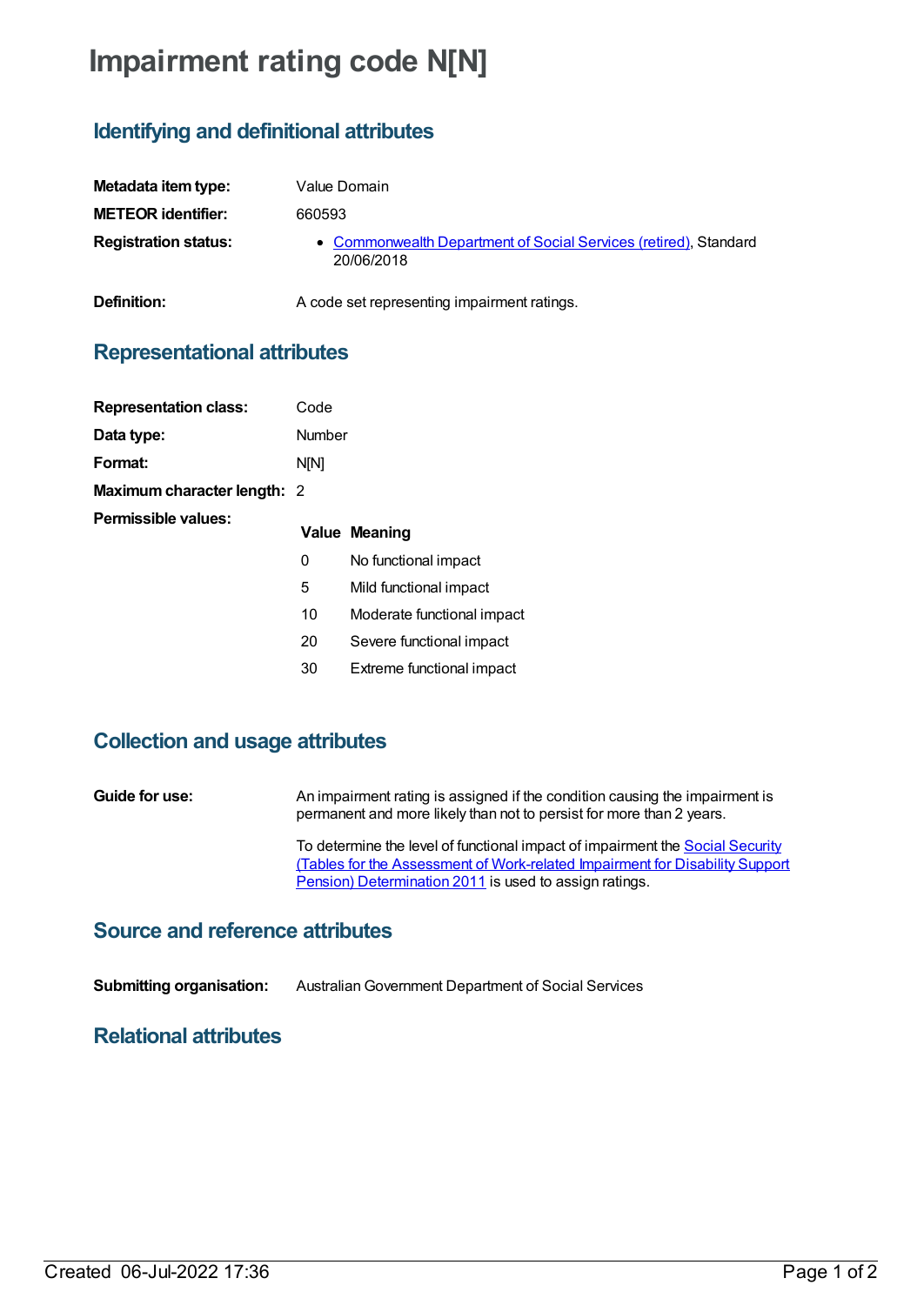# Impairment rating code N[N]

## Identifying and definitional attributes

**Metadata item type:** Value Domain

**METEOR identifier:** 660593

**Registration status:**

- Commonwealth Department of Social Services (retired), Standard 20/06/2018

**Definition:** A code set representing impairment ratings.

## Representational attributes

**Representation class:** Code

**Data type:** Number

**Format:** N[N]

**Maximum character length:** 2

**Permissible values:**

| Value | Meaning |
|---|---|
| 0 | No functional impact |
| 5 | Mild functional impact |
| 10 | Moderate functional impact |
| 20 | Severe functional impact |
| 30 | Extreme functional impact |

## Collection and usage attributes

**Guide for use:** An impairment rating is assigned if the condition causing the impairment is permanent and more likely than not to persist for more than 2 years.

To determine the level of functional impact of impairment the Social Security (Tables for the Assessment of Work-related Impairment for Disability Support Pension) Determination 2011 is used to assign ratings.

## Source and reference attributes

**Submitting organisation:** Australian Government Department of Social Services

## Relational attributes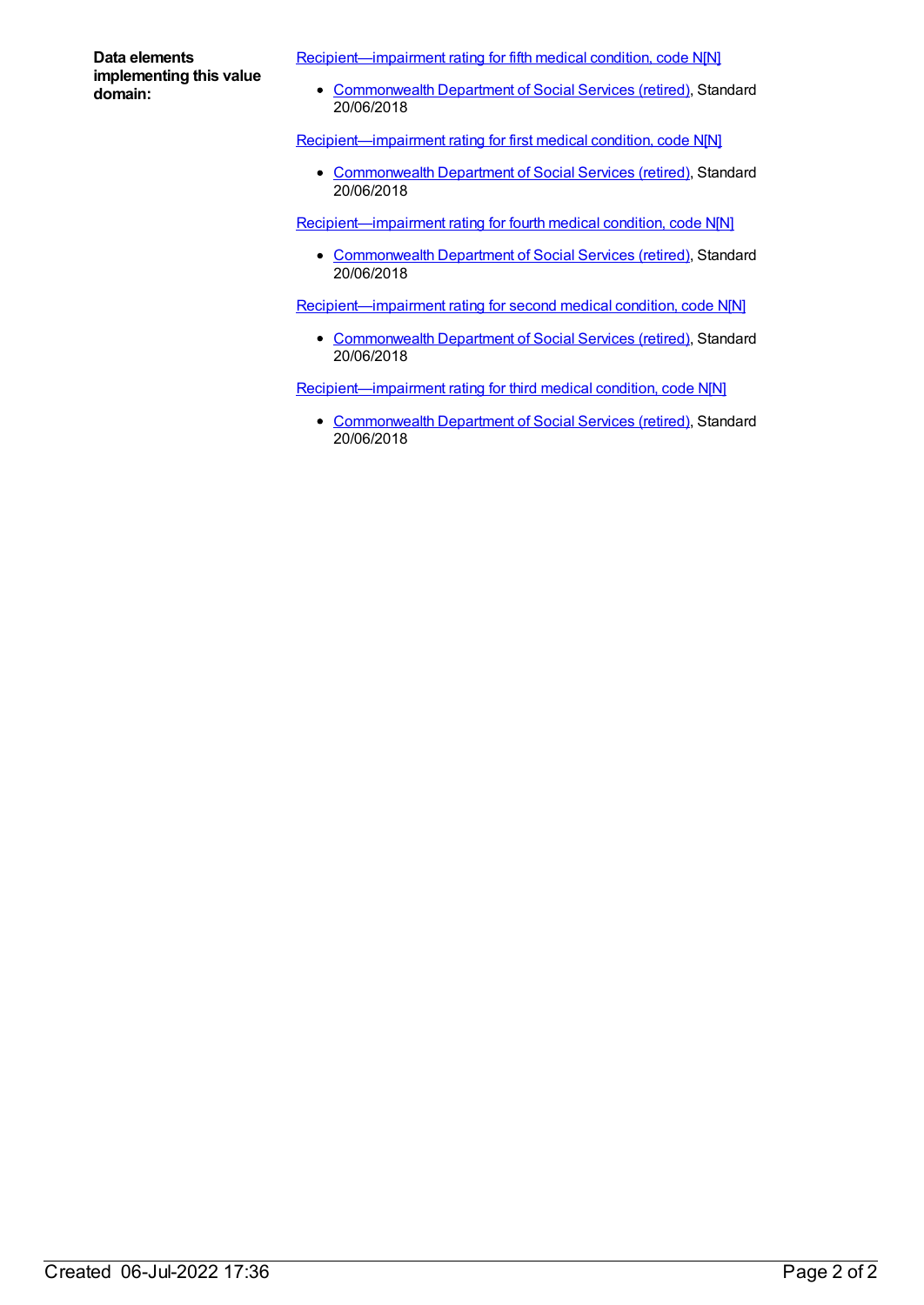**Data elements implementing this value domain:**

Recipient—impairment rating for fifth medical condition, code N[N]

- Commonwealth Department of Social Services (retired), Standard 20/06/2018

Recipient—impairment rating for first medical condition, code N[N]

- Commonwealth Department of Social Services (retired), Standard 20/06/2018

Recipient—impairment rating for fourth medical condition, code N[N]

- Commonwealth Department of Social Services (retired), Standard 20/06/2018

Recipient—impairment rating for second medical condition, code N[N]

- Commonwealth Department of Social Services (retired), Standard 20/06/2018

Recipient—impairment rating for third medical condition, code N[N]

- Commonwealth Department of Social Services (retired), Standard 20/06/2018